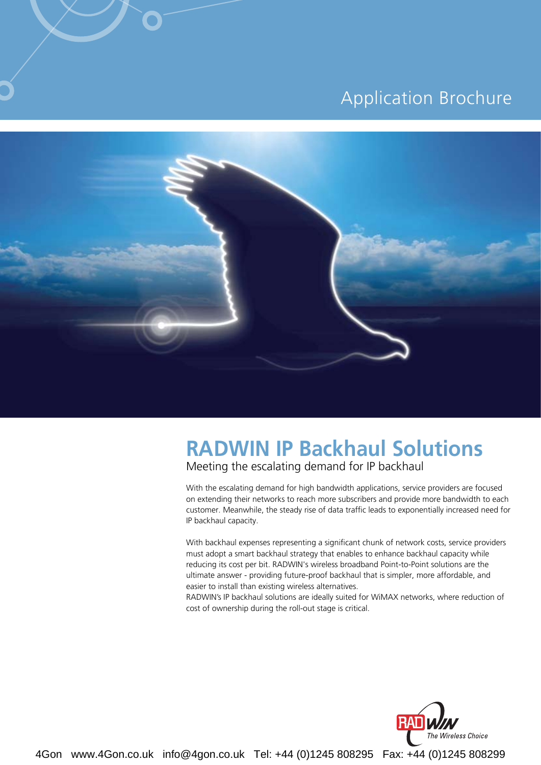Application Brochure

# RADWIN IP Backhaul Solutions

## Meeting the escalating demand for IP backhaul

With the escalating demand for high bandwidth applications, service providers are focused on extending their networks to reach more subscribers and provide more bandwidth to each customer. Meanwhile, the steady rise of data traffic leads to exponentially increased need for IP backhaul capacity.

With backhaul expenses representing a significant chunk of network costs, service providers must adopt a smart backhaul strategy that enables to enhance backhaul capacity while reducing its cost per bit. RADWIN's wireless broadband Point-to-Point solutions are the ultimate answer - providing future-proof backhaul that is simpler, more affordable, and easier to install than existing wireless alternatives.

RADWIN's IP backhaul solutions are ideally suited for WiMAX networks, where reduction of cost of ownership during the roll-out stage is critical.

RADWIN The Wireless Choice

4Gon www.4Gon.co.uk info@4gon.co.uk Tel: +44 (0)1245 808295 Fax: +44 (0)1245 808299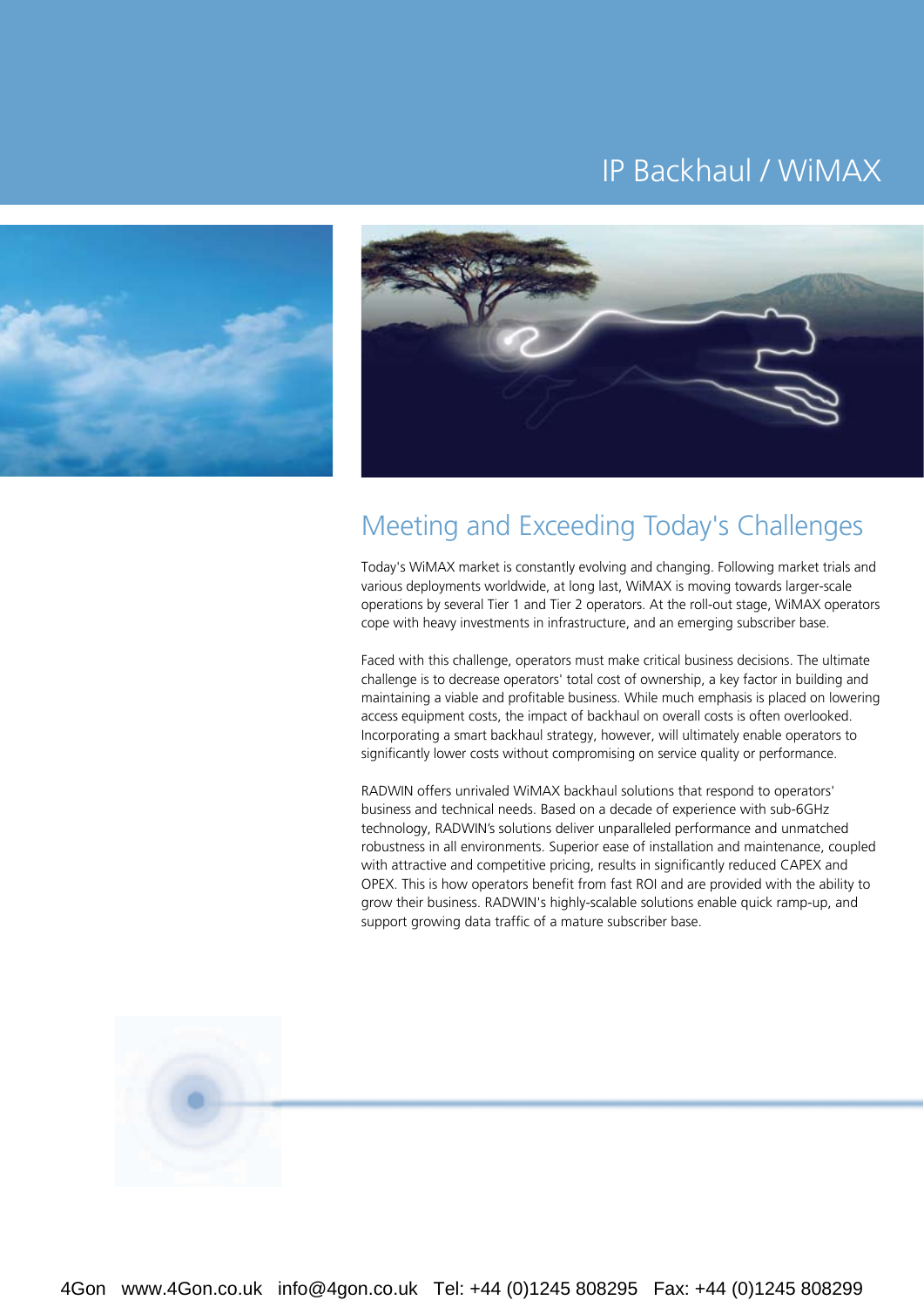# IP Backhaul / WiMAX

## Meeting and Exceeding Today's Challenges

Today's WiMAX market is constantly evolving and changing. Following market trials and various deployments worldwide, at long last, WiMAX is moving towards larger-scale operations by several Tier 1 and Tier 2 operators. At the roll-out stage, WiMAX operators cope with heavy investments in infrastructure, and an emerging subscriber base.

Faced with this challenge, operators must make critical business decisions. The ultimate challenge is to decrease operators' total cost of ownership, a key factor in building and maintaining a viable and profitable business. While much emphasis is placed on lowering access equipment costs, the impact of backhaul on overall costs is often overlooked. Incorporating a smart backhaul strategy, however, will ultimately enable operators to significantly lower costs without compromising on service quality or performance.

RADWIN offers unrivaled WiMAX backhaul solutions that respond to operators' business and technical needs. Based on a decade of experience with sub-6GHz technology, RADWIN's solutions deliver unparalleled performance and unmatched robustness in all environments. Superior ease of installation and maintenance, coupled with attractive and competitive pricing, results in significantly reduced CAPEX and OPEX. This is how operators benefit from fast ROI and are provided with the ability to grow their business. RADWIN's highly-scalable solutions enable quick ramp-up, and support growing data traffic of a mature subscriber base.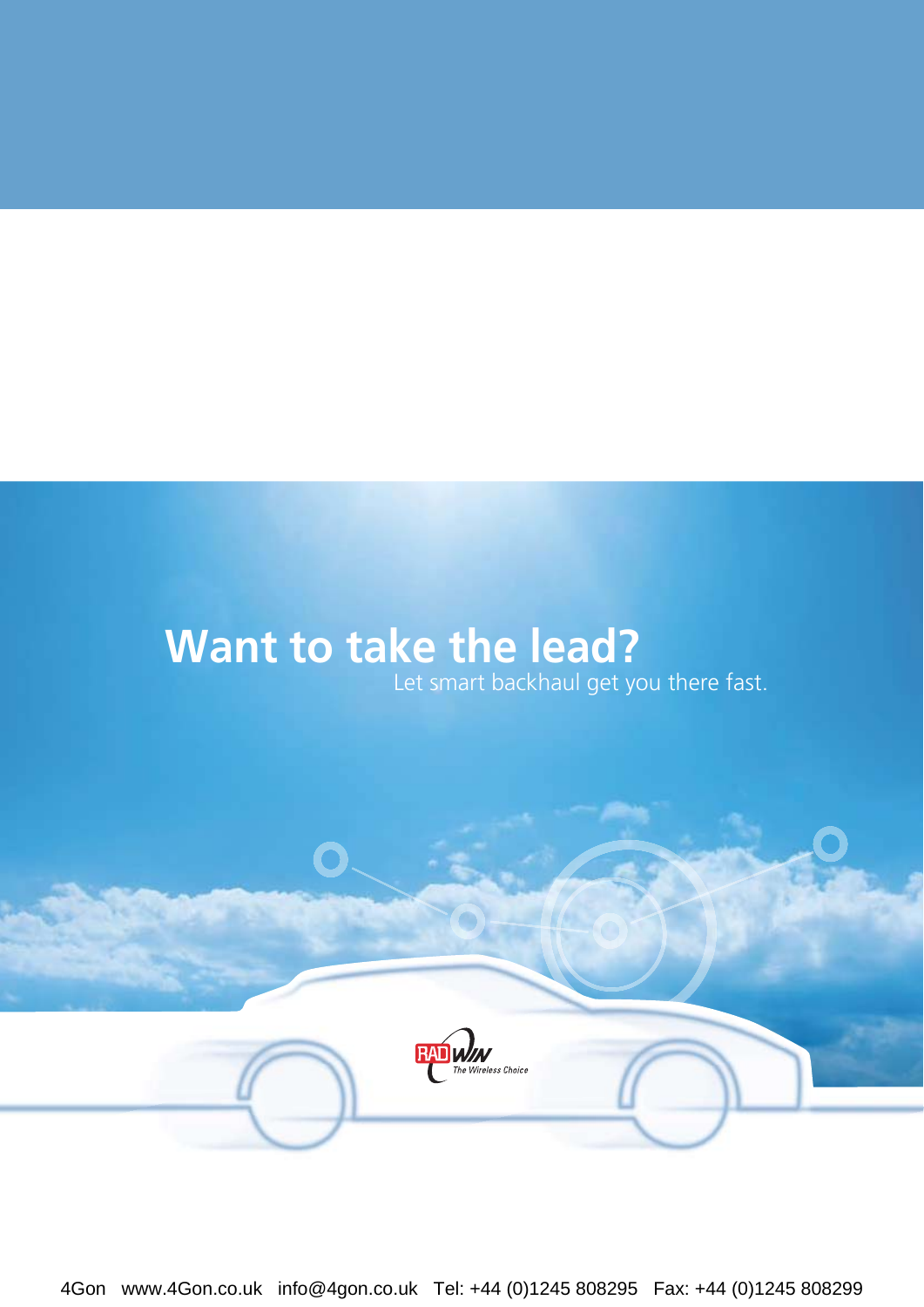# Want to take the lead?

Let smart backhaul get you there fast.

RADWIN The Wireless Choice

4Gon www.4Gon.co.uk info@4gon.co.uk Tel: +44 (0)1245 808295 Fax: +44 (0)1245 808299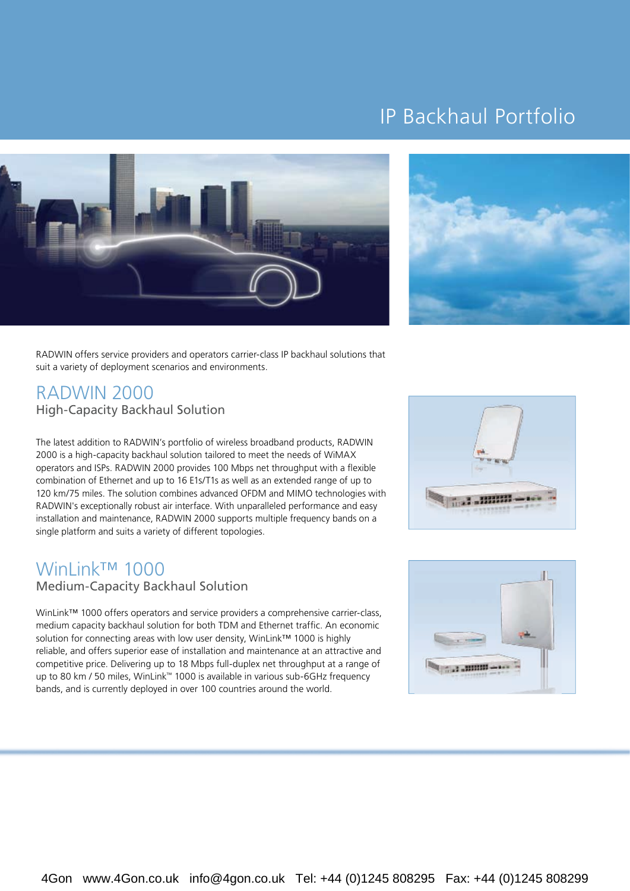# IP Backhaul Portfolio

RADWIN offers service providers and operators carrier-class IP backhaul solutions that suit a variety of deployment scenarios and environments.

## RADWIN 2000

### High-Capacity Backhaul Solution

The latest addition to RADWIN's portfolio of wireless broadband products, RADWIN 2000 is a high-capacity backhaul solution tailored to meet the needs of WiMAX operators and ISPs. RADWIN 2000 provides 100 Mbps net throughput with a flexible combination of Ethernet and up to 16 E1s/T1s as well as an extended range of up to 120 km/75 miles. The solution combines advanced OFDM and MIMO technologies with RADWIN's exceptionally robust air interface. With unparalleled performance and easy installation and maintenance, RADWIN 2000 supports multiple frequency bands on a single platform and suits a variety of different topologies.

## WinLink™ 1000

### Medium-Capacity Backhaul Solution

WinLink™ 1000 offers operators and service providers a comprehensive carrier-class, medium capacity backhaul solution for both TDM and Ethernet traffic. An economic solution for connecting areas with low user density, WinLink™ 1000 is highly reliable, and offers superior ease of installation and maintenance at an attractive and competitive price. Delivering up to 18 Mbps full-duplex net throughput at a range of up to 80 km / 50 miles, WinLink™ 1000 is available in various sub-6GHz frequency bands, and is currently deployed in over 100 countries around the world.

4Gon www.4Gon.co.uk info@4gon.co.uk Tel: +44 (0)1245 808295 Fax: +44 (0)1245 808299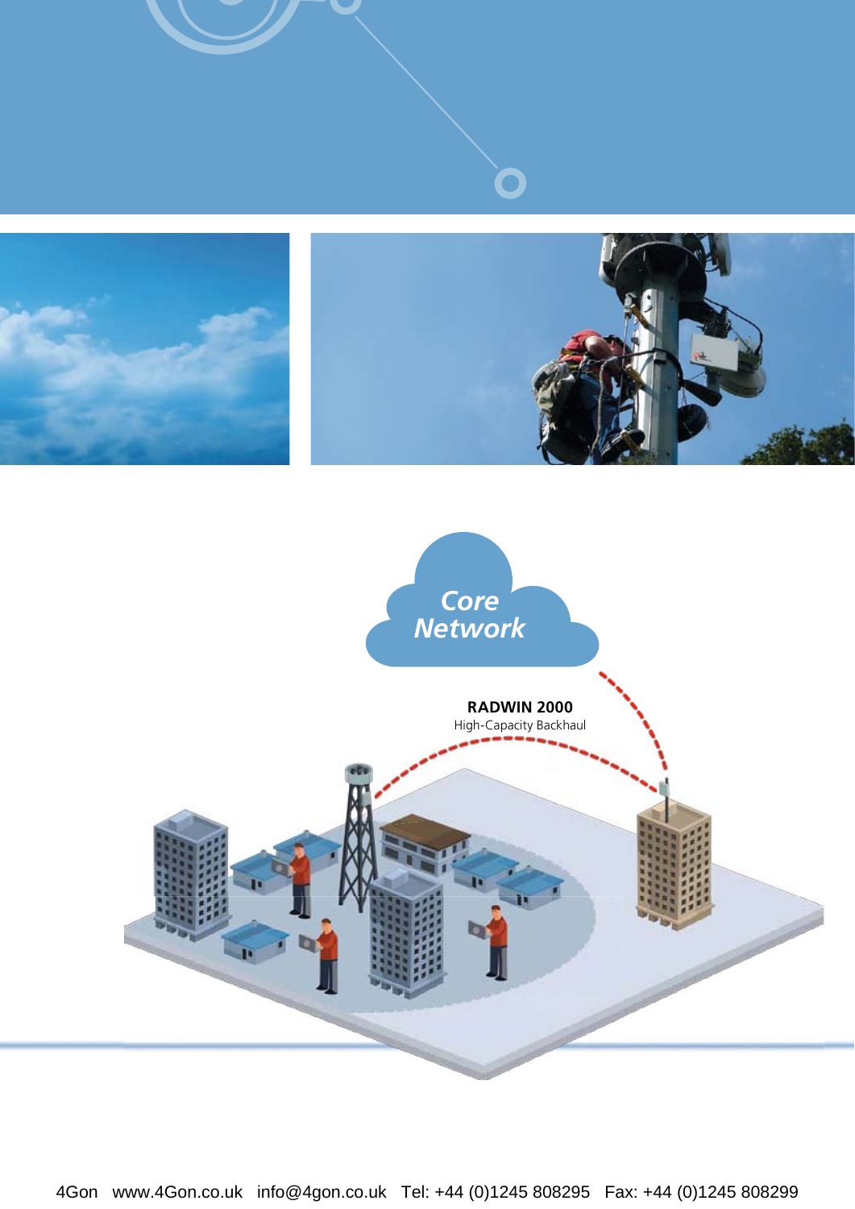Core Network

**RADWIN 2000**
High-Capacity Backhaul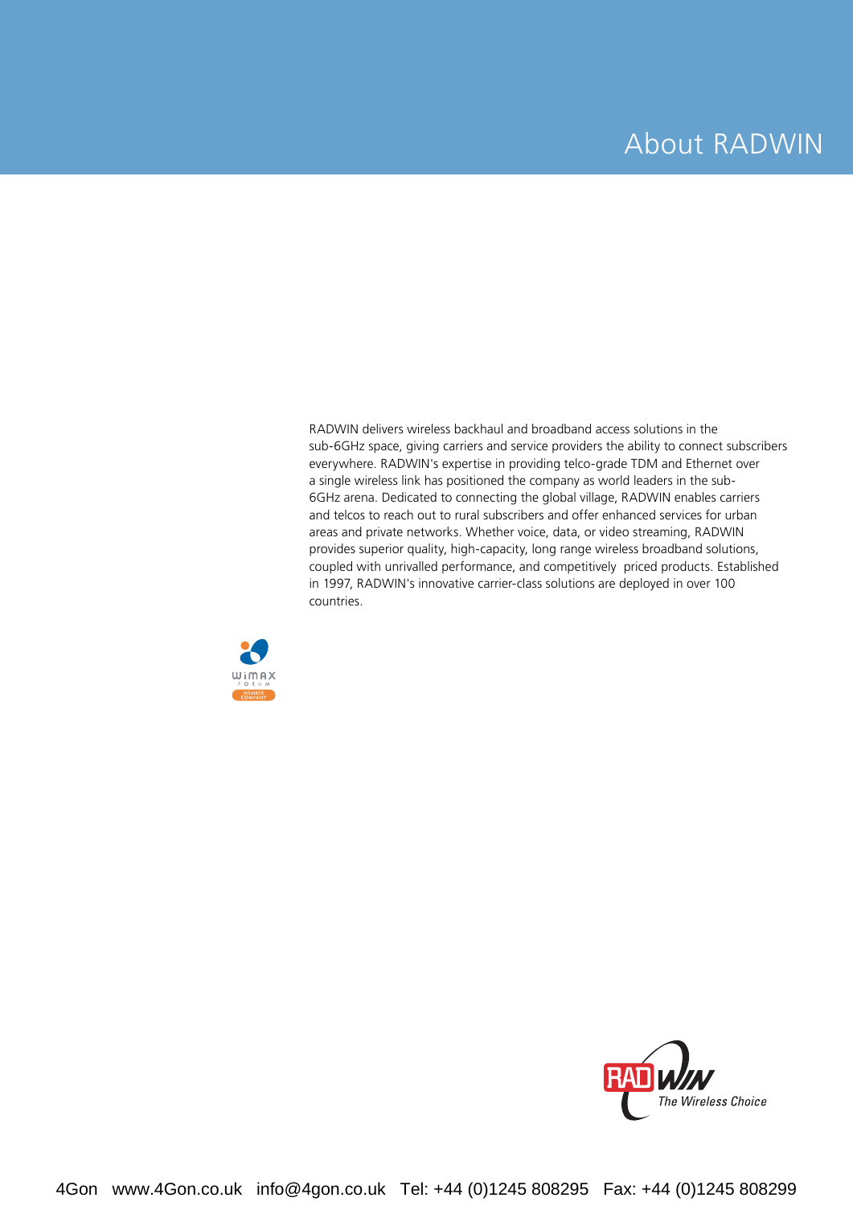# About RADWIN

RADWIN delivers wireless backhaul and broadband access solutions in the sub-6GHz space, giving carriers and service providers the ability to connect subscribers everywhere. RADWIN's expertise in providing telco-grade TDM and Ethernet over a single wireless link has positioned the company as world leaders in the sub-6GHz arena. Dedicated to connecting the global village, RADWIN enables carriers and telcos to reach out to rural subscribers and offer enhanced services for urban areas and private networks. Whether voice, data, or video streaming, RADWIN provides superior quality, high-capacity, long range wireless broadband solutions, coupled with unrivalled performance, and competitively priced products. Established in 1997, RADWIN's innovative carrier-class solutions are deployed in over 100 countries.

WiMAX FORUM MEMBER COMPANY

RADWIN The Wireless Choice

4Gon www.4Gon.co.uk info@4gon.co.uk Tel: +44 (0)1245 808295 Fax: +44 (0)1245 808299